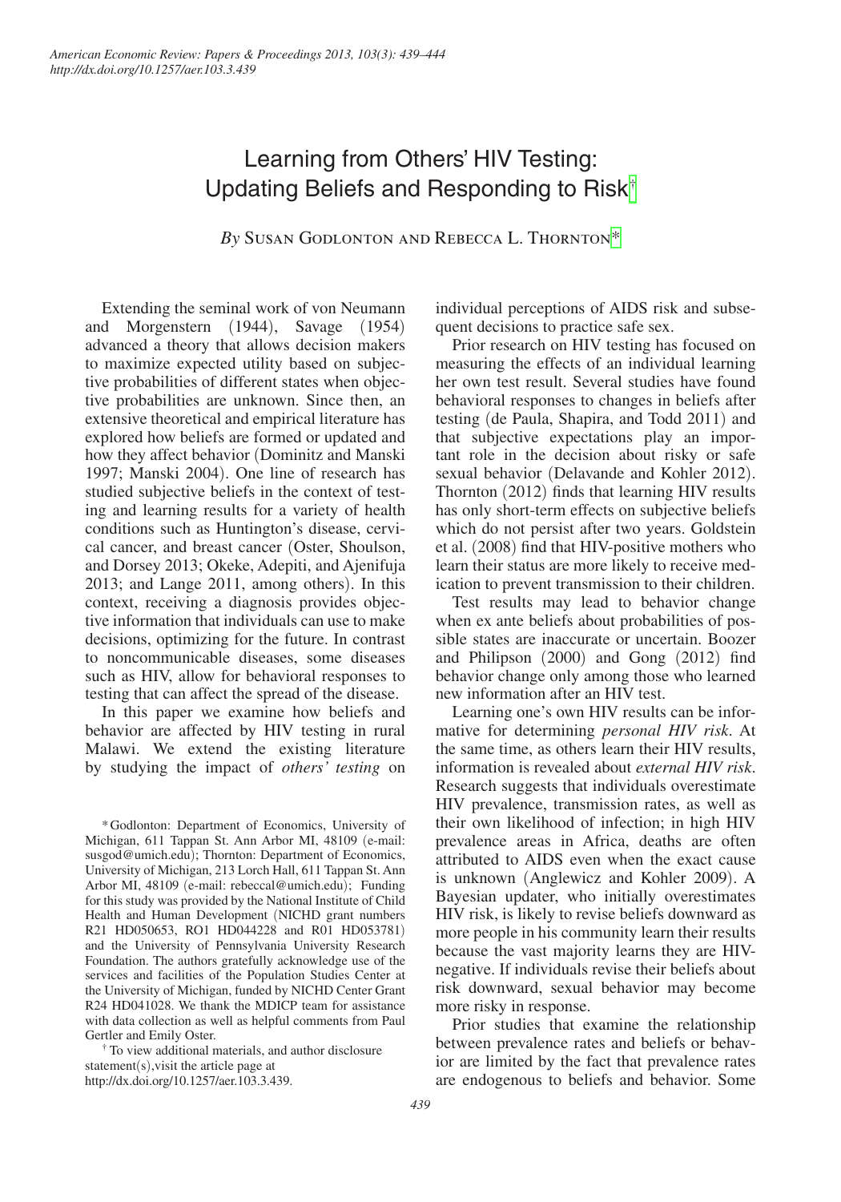# Learning from Others' HIV Testing: Updating Beliefs and Responding to Risk[†]

*By* Susan Godlonton and Rebecca L. Thornton[*]

Extending the seminal work of von Neumann and Morgenstern (1944), Savage (1954) advanced a theory that allows decision makers to maximize expected utility based on subjective probabilities of different states when objective probabilities are unknown. Since then, an extensive theoretical and empirical literature has explored how beliefs are formed or updated and how they affect behavior (Dominitz and Manski 1997; Manski 2004). One line of research has studied subjective beliefs in the context of testing and learning results for a variety of health conditions such as Huntington's disease, cervical cancer, and breast cancer (Oster, Shoulson, and Dorsey 2013; Okeke, Adepiti, and Ajenifuja 2013; and Lange 2011, among others). In this context, receiving a diagnosis provides objective information that individuals can use to make decisions, optimizing for the future. In contrast to noncommunicable diseases, some diseases such as HIV, allow for behavioral responses to testing that can affect the spread of the disease.

In this paper we examine how beliefs and behavior are affected by HIV testing in rural Malawi. We extend the existing literature by studying the impact of *others' testing* on individual perceptions of AIDS risk and subsequent decisions to practice safe sex.

Prior research on HIV testing has focused on measuring the effects of an individual learning her own test result. Several studies have found behavioral responses to changes in beliefs after testing (de Paula, Shapira, and Todd 2011) and that subjective expectations play an important role in the decision about risky or safe sexual behavior (Delavande and Kohler 2012). Thornton (2012) finds that learning HIV results has only short-term effects on subjective beliefs which do not persist after two years. Goldstein et al. (2008) find that HIV-positive mothers who learn their status are more likely to receive medication to prevent transmission to their children.

Test results may lead to behavior change when ex ante beliefs about probabilities of possible states are inaccurate or uncertain. Boozer and Philipson (2000) and Gong (2012) find behavior change only among those who learned new information after an HIV test.

Learning one's own HIV results can be informative for determining *personal HIV risk*. At the same time, as others learn their HIV results, information is revealed about *external HIV risk*. Research suggests that individuals overestimate HIV prevalence, transmission rates, as well as their own likelihood of infection; in high HIV prevalence areas in Africa, deaths are often attributed to AIDS even when the exact cause is unknown (Anglewicz and Kohler 2009). A Bayesian updater, who initially overestimates HIV risk, is likely to revise beliefs downward as more people in his community learn their results because the vast majority learns they are HIV-negative. If individuals revise their beliefs about risk downward, sexual behavior may become more risky in response.

Prior studies that examine the relationship between prevalence rates and beliefs or behavior are limited by the fact that prevalence rates are endogenous to beliefs and behavior. Some

[*] Godlonton: Department of Economics, University of Michigan, 611 Tappan St. Ann Arbor MI, 48109 (e-mail: susgod@umich.edu); Thornton: Department of Economics, University of Michigan, 213 Lorch Hall, 611 Tappan St. Ann Arbor MI, 48109 (e-mail: rebeccal@umich.edu); Funding for this study was provided by the National Institute of Child Health and Human Development (NICHD grant numbers R21 HD050653, RO1 HD044228 and R01 HD053781) and the University of Pennsylvania University Research Foundation. The authors gratefully acknowledge use of the services and facilities of the Population Studies Center at the University of Michigan, funded by NICHD Center Grant R24 HD041028. We thank the MDICP team for assistance with data collection as well as helpful comments from Paul Gertler and Emily Oster.

[†] To view additional materials, and author disclosure statement(s),visit the article page at http://dx.doi.org/10.1257/aer.103.3.439.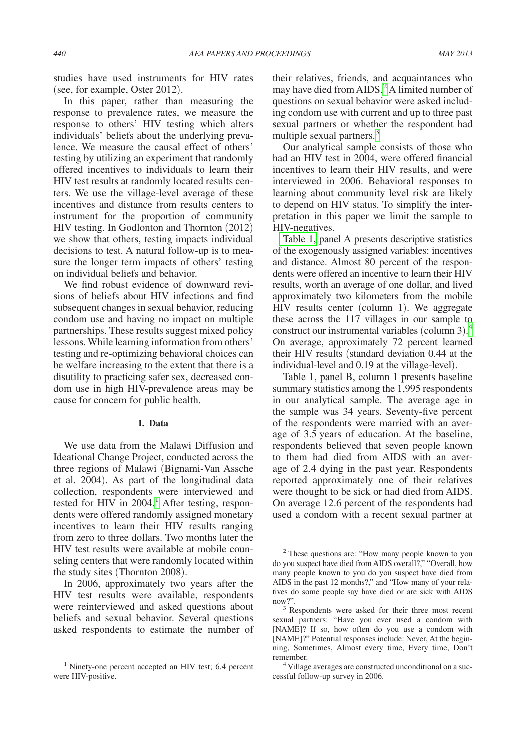studies have used instruments for HIV rates (see, for example, Oster 2012).

In this paper, rather than measuring the response to prevalence rates, we measure the response to others' HIV testing which alters individuals' beliefs about the underlying prevalence. We measure the causal effect of others' testing by utilizing an experiment that randomly offered incentives to individuals to learn their HIV test results at randomly located results centers. We use the village-level average of these incentives and distance from results centers to instrument for the proportion of community HIV testing. In Godlonton and Thornton (2012) we show that others, testing impacts individual decisions to test. A natural follow-up is to measure the longer term impacts of others' testing on individual beliefs and behavior.

We find robust evidence of downward revisions of beliefs about HIV infections and find subsequent changes in sexual behavior, reducing condom use and having no impact on multiple partnerships. These results suggest mixed policy lessons. While learning information from others' testing and re-optimizing behavioral choices can be welfare increasing to the extent that there is a disutility to practicing safer sex, decreased condom use in high HIV-prevalence areas may be cause for concern for public health.

## I. Data

We use data from the Malawi Diffusion and Ideational Change Project, conducted across the three regions of Malawi (Bignami-Van Assche et al. 2004). As part of the longitudinal data collection, respondents were interviewed and tested for HIV in 2004.[1] After testing, respondents were offered randomly assigned monetary incentives to learn their HIV results ranging from zero to three dollars. Two months later the HIV test results were available at mobile counseling centers that were randomly located within the study sites (Thornton 2008).

In 2006, approximately two years after the HIV test results were available, respondents were reinterviewed and asked questions about beliefs and sexual behavior. Several questions asked respondents to estimate the number of their relatives, friends, and acquaintances who may have died from AIDS.[2] A limited number of questions on sexual behavior were asked including condom use with current and up to three past sexual partners or whether the respondent had multiple sexual partners.[3]

Our analytical sample consists of those who had an HIV test in 2004, were offered financial incentives to learn their HIV results, and were interviewed in 2006. Behavioral responses to learning about community level risk are likely to depend on HIV status. To simplify the interpretation in this paper we limit the sample to HIV-negatives.

Table 1, panel A presents descriptive statistics of the exogenously assigned variables: incentives and distance. Almost 80 percent of the respondents were offered an incentive to learn their HIV results, worth an average of one dollar, and lived approximately two kilometers from the mobile HIV results center (column 1). We aggregate these across the 117 villages in our sample to construct our instrumental variables (column 3).[4] On average, approximately 72 percent learned their HIV results (standard deviation 0.44 at the individual-level and 0.19 at the village-level).

Table 1, panel B, column 1 presents baseline summary statistics among the 1,995 respondents in our analytical sample. The average age in the sample was 34 years. Seventy-five percent of the respondents were married with an average of 3.5 years of education. At the baseline, respondents believed that seven people known to them had died from AIDS with an average of 2.4 dying in the past year. Respondents reported approximately one of their relatives were thought to be sick or had died from AIDS. On average 12.6 percent of the respondents had used a condom with a recent sexual partner at

[1] Ninety-one percent accepted an HIV test; 6.4 percent were HIV-positive.

[2] These questions are: "How many people known to you do you suspect have died from AIDS overall?," "Overall, how many people known to you do you suspect have died from AIDS in the past 12 months?," and "How many of your relatives do some people say have died or are sick with AIDS now?".

[3] Respondents were asked for their three most recent sexual partners: "Have you ever used a condom with [NAME]? If so, how often do you use a condom with [NAME]?" Potential responses include: Never, At the beginning, Sometimes, Almost every time, Every time, Don't remember.

[4] Village averages are constructed unconditional on a successful follow-up survey in 2006.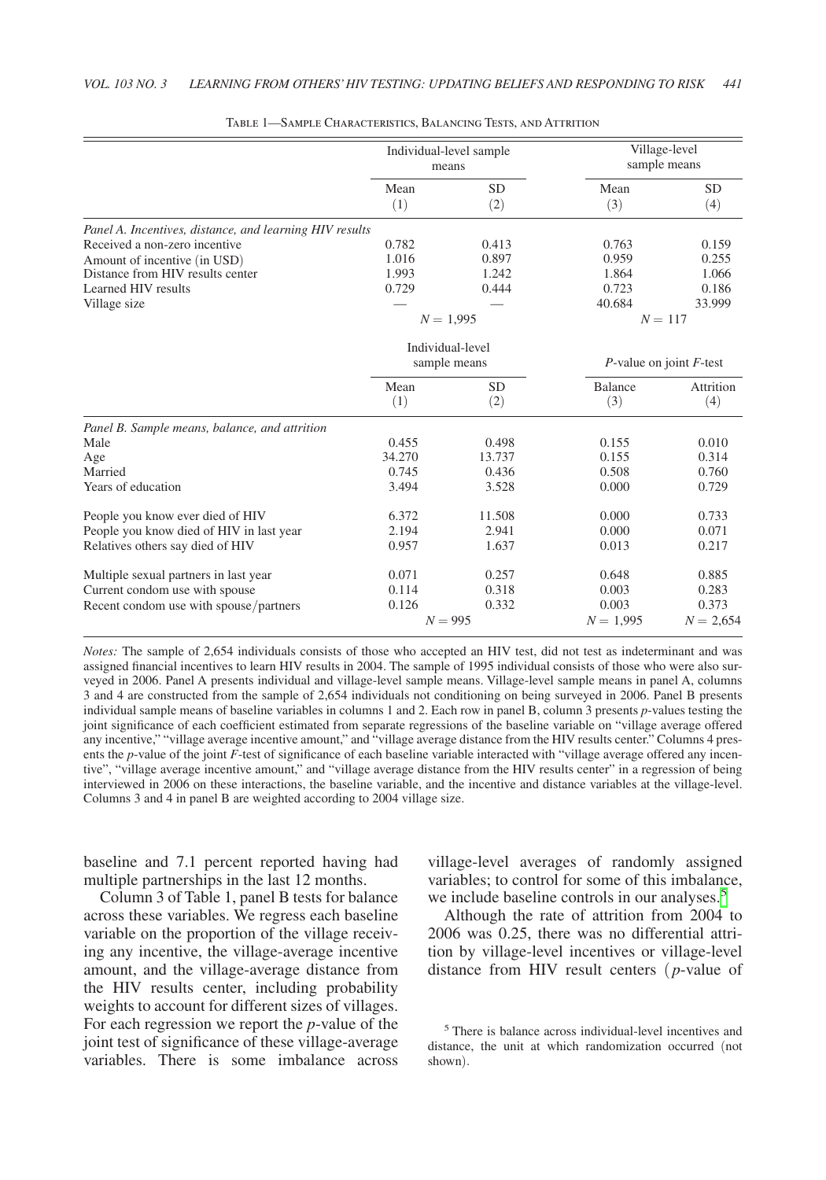Table 1—Sample Characteristics, Balancing Tests, and Attrition

| | Individual-level sample means | | Village-level sample means | |
|---|---|---|---|---|
| | Mean | SD | Mean | SD |
| | (1) | (2) | (3) | (4) |
| *Panel A. Incentives, distance, and learning HIV results* | | | | |
| Received a non-zero incentive | 0.782 | 0.413 | 0.763 | 0.159 |
| Amount of incentive (in USD) | 1.016 | 0.897 | 0.959 | 0.255 |
| Distance from HIV results center | 1.993 | 1.242 | 1.864 | 1.066 |
| Learned HIV results | 0.729 | 0.444 | 0.723 | 0.186 |
| Village size | — | — | 40.684 | 33.999 |
| | $N = 1{,}995$ | | $N = 117$ | |

| | Individual-level sample means | | *P*-value on joint *F*-test | |
|---|---|---|---|---|
| | Mean | SD | Balance | Attrition |
| | (1) | (2) | (3) | (4) |
| *Panel B. Sample means, balance, and attrition* | | | | |
| Male | 0.455 | 0.498 | 0.155 | 0.010 |
| Age | 34.270 | 13.737 | 0.155 | 0.314 |
| Married | 0.745 | 0.436 | 0.508 | 0.760 |
| Years of education | 3.494 | 3.528 | 0.000 | 0.729 |
| People you know ever died of HIV | 6.372 | 11.508 | 0.000 | 0.733 |
| People you know died of HIV in last year | 2.194 | 2.941 | 0.000 | 0.071 |
| Relatives others say died of HIV | 0.957 | 1.637 | 0.013 | 0.217 |
| Multiple sexual partners in last year | 0.071 | 0.257 | 0.648 | 0.885 |
| Current condom use with spouse | 0.114 | 0.318 | 0.003 | 0.283 |
| Recent condom use with spouse/partners | 0.126 | 0.332 | 0.003 | 0.373 |
| | $N = 995$ | | $N = 1{,}995$ | $N = 2{,}654$ |

*Notes:* The sample of 2,654 individuals consists of those who accepted an HIV test, did not test as indeterminant and was assigned financial incentives to learn HIV results in 2004. The sample of 1995 individual consists of those who were also surveyed in 2006. Panel A presents individual and village-level sample means. Village-level sample means in panel A, columns 3 and 4 are constructed from the sample of 2,654 individuals not conditioning on being surveyed in 2006. Panel B presents individual sample means of baseline variables in columns 1 and 2. Each row in panel B, column 3 presents *p*-values testing the joint significance of each coefficient estimated from separate regressions of the baseline variable on "village average offered any incentive," "village average incentive amount," and "village average distance from the HIV results center." Columns 4 presents the *p*-value of the joint *F*-test of significance of each baseline variable interacted with "village average offered any incentive", "village average incentive amount," and "village average distance from the HIV results center" in a regression of being interviewed in 2006 on these interactions, the baseline variable, and the incentive and distance variables at the village-level. Columns 3 and 4 in panel B are weighted according to 2004 village size.

baseline and 7.1 percent reported having had multiple partnerships in the last 12 months.

Column 3 of Table 1, panel B tests for balance across these variables. We regress each baseline variable on the proportion of the village receiving any incentive, the village-average incentive amount, and the village-average distance from the HIV results center, including probability weights to account for different sizes of villages. For each regression we report the *p*-value of the joint test of significance of these village-average variables. There is some imbalance across village-level averages of randomly assigned variables; to control for some of this imbalance, we include baseline controls in our analyses.[5]

Although the rate of attrition from 2004 to 2006 was 0.25, there was no differential attrition by village-level incentives or village-level distance from HIV result centers (*p*-value of

[5] There is balance across individual-level incentives and distance, the unit at which randomization occurred (not shown).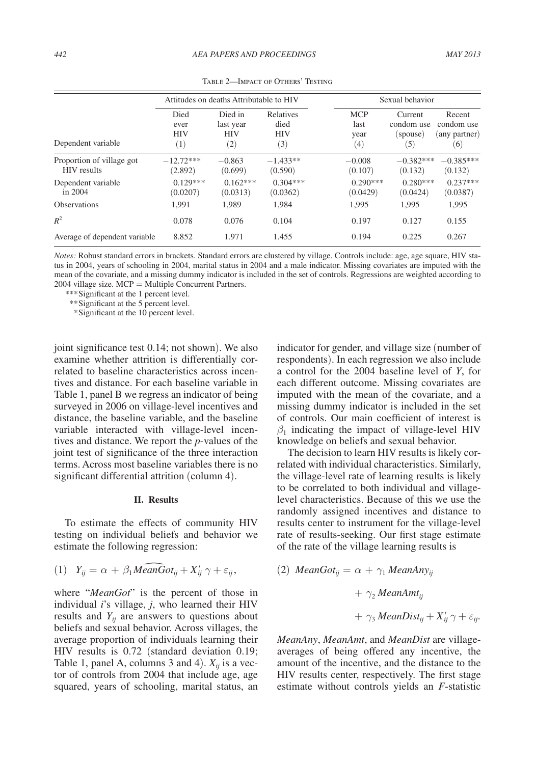Table 2—Impact of Others' Testing

| | Attitudes on deaths Attributable to HIV | | | Sexual behavior | | |
|---|---|---|---|---|---|---|
| Dependent variable | Died ever HIV (1) | Died in last year HIV (2) | Relatives died HIV (3) | MCP last year (4) | Current condom use (spouse) (5) | Recent condom use (any partner) (6) |
| Proportion of village got HIV results | −12.72*** | −0.863 | −1.433** | −0.008 | −0.382*** | −0.385*** |
| | (2.892) | (0.699) | (0.590) | (0.107) | (0.132) | (0.132) |
| Dependent variable in 2004 | 0.129*** | 0.162*** | 0.304*** | 0.290*** | 0.280*** | 0.237*** |
| | (0.0207) | (0.0313) | (0.0362) | (0.0429) | (0.0424) | (0.0387) |
| Observations | 1,991 | 1,989 | 1,984 | 1,995 | 1,995 | 1,995 |
| $R^2$ | 0.078 | 0.076 | 0.104 | 0.197 | 0.127 | 0.155 |
| Average of dependent variable | 8.852 | 1.971 | 1.455 | 0.194 | 0.225 | 0.267 |

*Notes:* Robust standard errors in brackets. Standard errors are clustered by village. Controls include: age, age square, HIV status in 2004, years of schooling in 2004, marital status in 2004 and a male indicator. Missing covariates are imputed with the mean of the covariate, and a missing dummy indicator is included in the set of controls. Regressions are weighted according to 2004 village size. MCP = Multiple Concurrent Partners.

***Significant at the 1 percent level.

**Significant at the 5 percent level.

*Significant at the 10 percent level.

joint significance test 0.14; not shown). We also examine whether attrition is differentially correlated to baseline characteristics across incentives and distance. For each baseline variable in Table 1, panel B we regress an indicator of being surveyed in 2006 on village-level incentives and distance, the baseline variable, and the baseline variable interacted with village-level incentives and distance. We report the *p*-values of the joint test of significance of the three interaction terms. Across most baseline variables there is no significant differential attrition (column 4).

## II. Results

To estimate the effects of community HIV testing on individual beliefs and behavior we estimate the following regression:

$$(1)\quad Y_{ij} = \alpha + \beta_1 \widehat{MeanGot}_{ij} + X_{ij}'\gamma + \varepsilon_{ij},$$

where "*MeanGot*" is the percent of those in individual *i*'s village, *j*, who learned their HIV results and $Y_{ij}$ are answers to questions about beliefs and sexual behavior. Across villages, the average proportion of individuals learning their HIV results is 0.72 (standard deviation 0.19; Table 1, panel A, columns 3 and 4). $X_{ij}$ is a vector of controls from 2004 that include age, age squared, years of schooling, marital status, an indicator for gender, and village size (number of respondents). In each regression we also include a control for the 2004 baseline level of *Y*, for each different outcome. Missing covariates are imputed with the mean of the covariate, and a missing dummy indicator is included in the set of controls. Our main coefficient of interest is $\beta_1$ indicating the impact of village-level HIV knowledge on beliefs and sexual behavior.

The decision to learn HIV results is likely correlated with individual characteristics. Similarly, the village-level rate of learning results is likely to be correlated to both individual and village-level characteristics. Because of this we use the randomly assigned incentives and distance to results center to instrument for the village-level rate of results-seeking. Our first stage estimate of the rate of the village learning results is

$$(2)\quad MeanGot_{ij} = \alpha + \gamma_1 MeanAny_{ij} + \gamma_2 MeanAmt_{ij} + \gamma_3 MeanDist_{ij} + X_{ij}'\gamma + \varepsilon_{ij}.$$

*MeanAny*, *MeanAmt*, and *MeanDist* are village-averages of being offered any incentive, the amount of the incentive, and the distance to the HIV results center, respectively. The first stage estimate without controls yields an *F*-statistic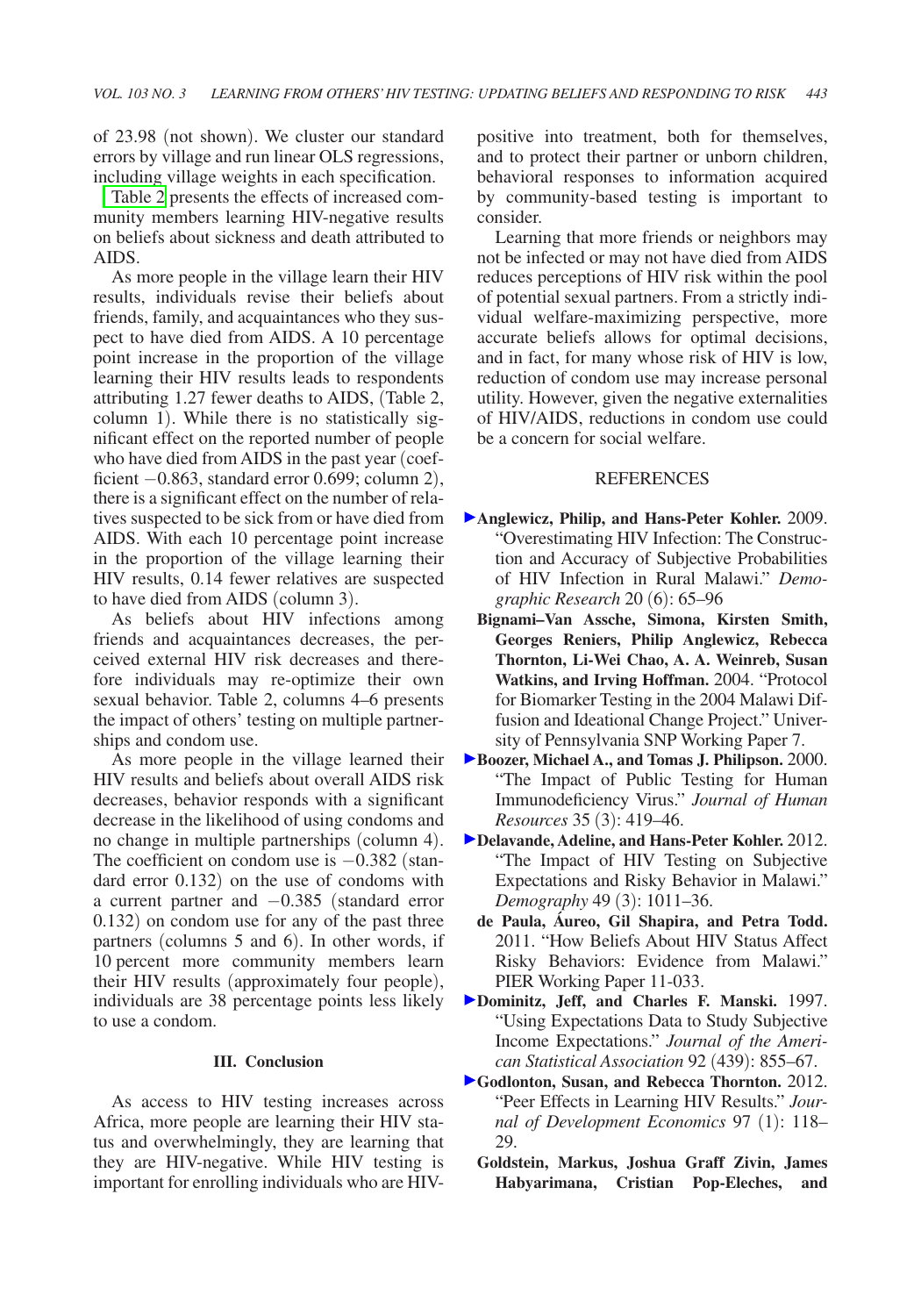of 23.98 (not shown). We cluster our standard errors by village and run linear OLS regressions, including village weights in each specification.

Table 2 presents the effects of increased community members learning HIV-negative results on beliefs about sickness and death attributed to AIDS.

As more people in the village learn their HIV results, individuals revise their beliefs about friends, family, and acquaintances who they suspect to have died from AIDS. A 10 percentage point increase in the proportion of the village learning their HIV results leads to respondents attributing 1.27 fewer deaths to AIDS, (Table 2, column 1). While there is no statistically significant effect on the reported number of people who have died from AIDS in the past year (coefficient −0.863, standard error 0.699; column 2), there is a significant effect on the number of relatives suspected to be sick from or have died from AIDS. With each 10 percentage point increase in the proportion of the village learning their HIV results, 0.14 fewer relatives are suspected to have died from AIDS (column 3).

As beliefs about HIV infections among friends and acquaintances decreases, the perceived external HIV risk decreases and therefore individuals may re-optimize their own sexual behavior. Table 2, columns 4–6 presents the impact of others' testing on multiple partnerships and condom use.

As more people in the village learned their HIV results and beliefs about overall AIDS risk decreases, behavior responds with a significant decrease in the likelihood of using condoms and no change in multiple partnerships (column 4). The coefficient on condom use is −0.382 (standard error 0.132) on the use of condoms with a current partner and −0.385 (standard error 0.132) on condom use for any of the past three partners (columns 5 and 6). In other words, if 10 percent more community members learn their HIV results (approximately four people), individuals are 38 percentage points less likely to use a condom.

### III. Conclusion

As access to HIV testing increases across Africa, more people are learning their HIV status and overwhelmingly, they are learning that they are HIV-negative. While HIV testing is important for enrolling individuals who are HIV-positive into treatment, both for themselves, and to protect their partner or unborn children, behavioral responses to information acquired by community-based testing is important to consider.

Learning that more friends or neighbors may not be infected or may not have died from AIDS reduces perceptions of HIV risk within the pool of potential sexual partners. From a strictly individual welfare-maximizing perspective, more accurate beliefs allows for optimal decisions, and in fact, for many whose risk of HIV is low, reduction of condom use may increase personal utility. However, given the negative externalities of HIV/AIDS, reductions in condom use could be a concern for social welfare.

### REFERENCES

**Anglewicz, Philip, and Hans-Peter Kohler.** 2009. "Overestimating HIV Infection: The Construction and Accuracy of Subjective Probabilities of HIV Infection in Rural Malawi." *Demographic Research* 20 (6): 65–96

**Bignami–Van Assche, Simona, Kirsten Smith, Georges Reniers, Philip Anglewicz, Rebecca Thornton, Li-Wei Chao, A. A. Weinreb, Susan Watkins, and Irving Hoffman.** 2004. "Protocol for Biomarker Testing in the 2004 Malawi Diffusion and Ideational Change Project." University of Pennsylvania SNP Working Paper 7.

**Boozer, Michael A., and Tomas J. Philipson.** 2000. "The Impact of Public Testing for Human Immunodeficiency Virus." *Journal of Human Resources* 35 (3): 419–46.

**Delavande, Adeline, and Hans-Peter Kohler.** 2012. "The Impact of HIV Testing on Subjective Expectations and Risky Behavior in Malawi." *Demography* 49 (3): 1011–36.

**de Paula, Áureo, Gil Shapira, and Petra Todd.** 2011. "How Beliefs About HIV Status Affect Risky Behaviors: Evidence from Malawi." PIER Working Paper 11-033.

**Dominitz, Jeff, and Charles F. Manski.** 1997. "Using Expectations Data to Study Subjective Income Expectations." *Journal of the American Statistical Association* 92 (439): 855–67.

**Godlonton, Susan, and Rebecca Thornton.** 2012. "Peer Effects in Learning HIV Results." *Journal of Development Economics* 97 (1): 118–29.

**Goldstein, Markus, Joshua Graff Zivin, James Habyarimana, Cristian Pop-Eleches, and**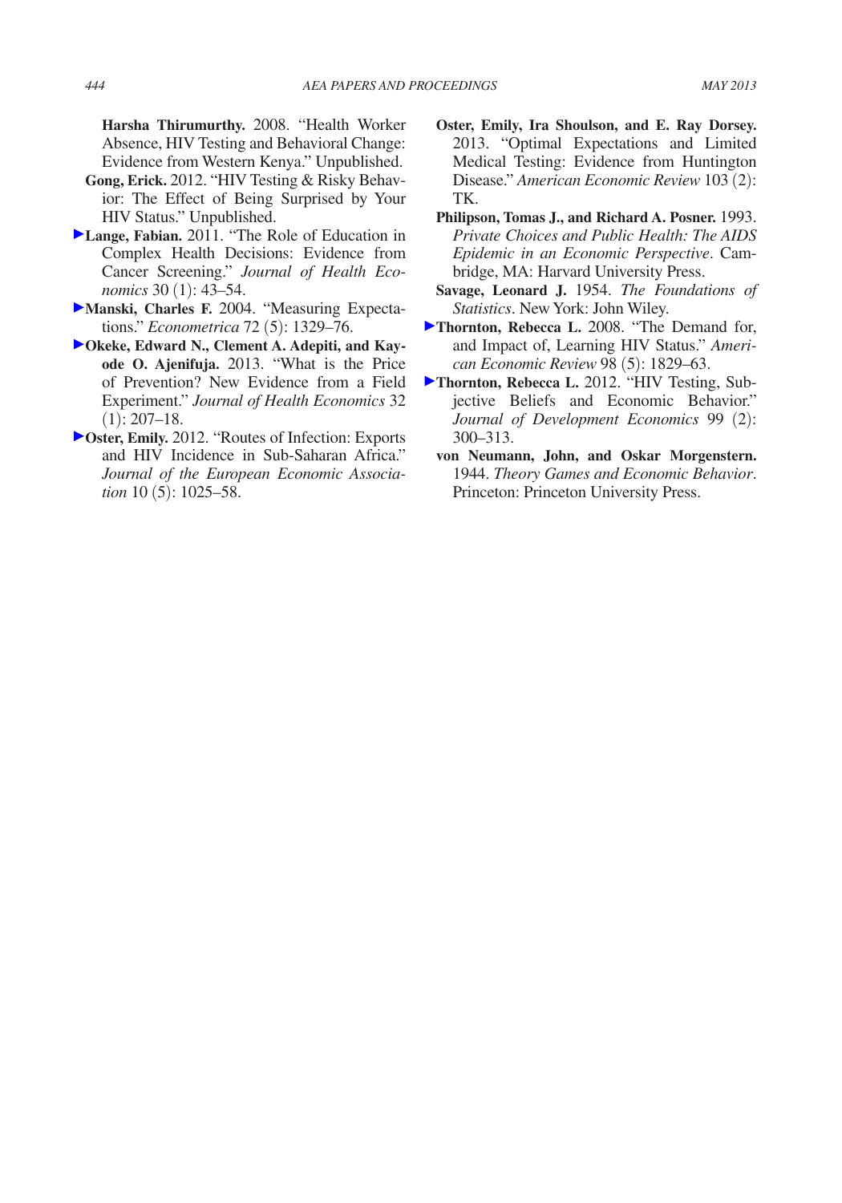Harsha Thirumurthy.** 2008. "Health Worker Absence, HIV Testing and Behavioral Change: Evidence from Western Kenya." Unpublished.

**Gong, Erick.** 2012. "HIV Testing & Risky Behavior: The Effect of Being Surprised by Your HIV Status." Unpublished.

**Lange, Fabian.** 2011. "The Role of Education in Complex Health Decisions: Evidence from Cancer Screening." *Journal of Health Economics* 30 (1): 43–54.

**Manski, Charles F.** 2004. "Measuring Expectations." *Econometrica* 72 (5): 1329–76.

**Okeke, Edward N., Clement A. Adepiti, and Kayode O. Ajenifuja.** 2013. "What is the Price of Prevention? New Evidence from a Field Experiment." *Journal of Health Economics* 32 (1): 207–18.

**Oster, Emily.** 2012. "Routes of Infection: Exports and HIV Incidence in Sub-Saharan Africa." *Journal of the European Economic Association* 10 (5): 1025–58.

**Oster, Emily, Ira Shoulson, and E. Ray Dorsey.** 2013. "Optimal Expectations and Limited Medical Testing: Evidence from Huntington Disease." *American Economic Review* 103 (2): TK.

**Philipson, Tomas J., and Richard A. Posner.** 1993. *Private Choices and Public Health: The AIDS Epidemic in an Economic Perspective*. Cambridge, MA: Harvard University Press.

**Savage, Leonard J.** 1954. *The Foundations of Statistics*. New York: John Wiley.

**Thornton, Rebecca L.** 2008. "The Demand for, and Impact of, Learning HIV Status." *American Economic Review* 98 (5): 1829–63.

**Thornton, Rebecca L.** 2012. "HIV Testing, Subjective Beliefs and Economic Behavior." *Journal of Development Economics* 99 (2): 300–313.

**von Neumann, John, and Oskar Morgenstern.** 1944. *Theory Games and Economic Behavior*. Princeton: Princeton University Press.